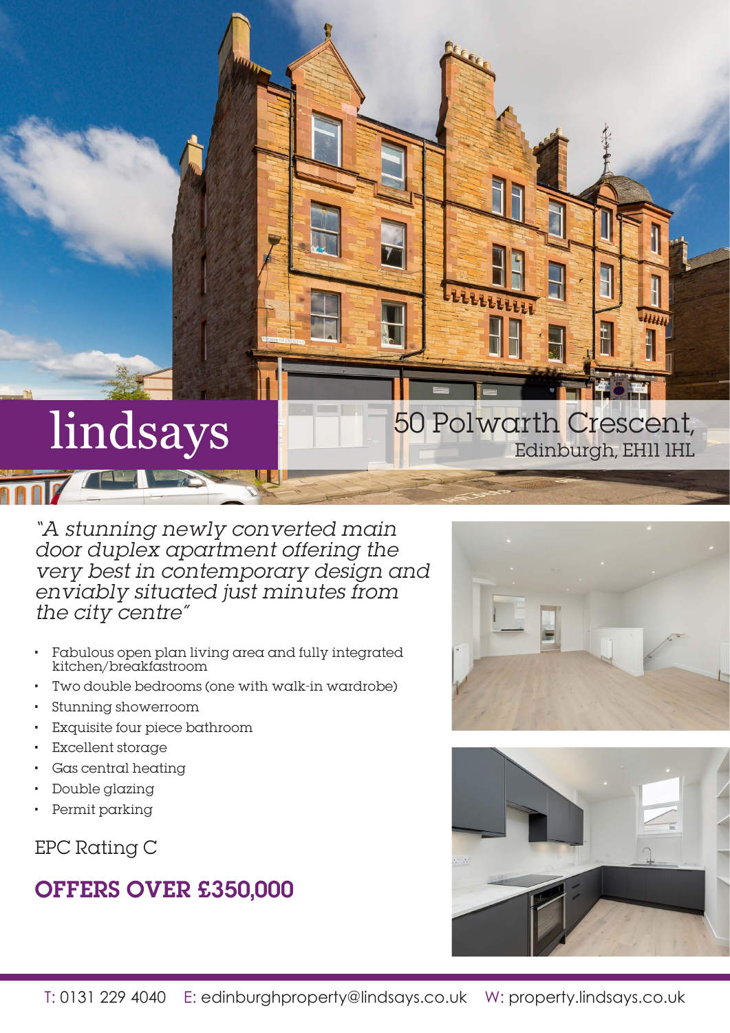lindsays

# 50 Polwarth Crescent,

## Edinburgh, EH11 1HL

*"A stunning newly converted main door duplex apartment offering the very best in contemporary design and enviably situated just minutes from the city centre"*

- Fabulous open plan living area and fully integrated kitchen/breakfastroom
- Two double bedrooms (one with walk-in wardrobe)
- Stunning showerroom
- Exquisite four piece bathroom
- Excellent storage
- Gas central heating
- Double glazing
- Permit parking

EPC Rating C

**OFFERS OVER £350,000**

T: 0131 229 4040 E: edinburghproperty@lindsays.co.uk W: property.lindsays.co.uk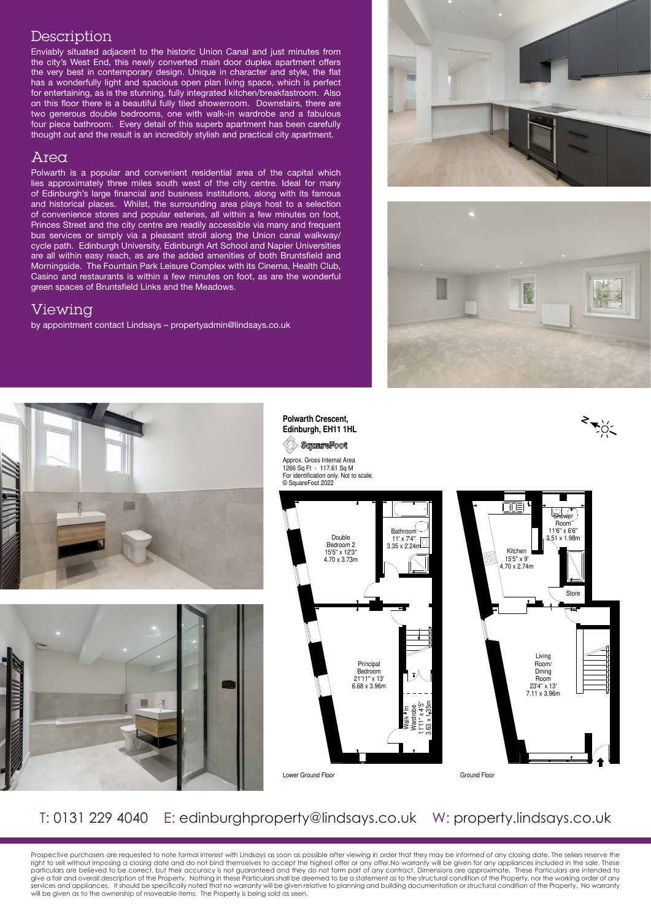## Description

Enviably situated adjacent to the historic Union Canal and just minutes from the city's West End, this newly converted main door duplex apartment offers the very best in contemporary design. Unique in character and style, the flat has a wonderfully light and spacious open plan living space, which is perfect for entertaining, as is the stunning, fully integrated kitchen/breakfastroom. Also on this floor there is a beautiful fully tiled showerroom. Downstairs, there are two generous double bedrooms, one with walk-in wardrobe and a fabulous four piece bathroom. Every detail of this superb apartment has been carefully thought out and the result is an incredibly stylish and practical city apartment.

## Area

Polwarth is a popular and convenient residential area of the capital which lies approximately three miles south west of the city centre. Ideal for many of Edinburgh's large financial and business institutions, along with its famous and historical places. Whilst, the surrounding area plays host to a selection of convenience stores and popular eateries, all within a few minutes on foot, Princes Street and the city centre are readily accessible via many and frequent bus services or simply via a pleasant stroll along the Union canal walkway/ cycle path. Edinburgh University, Edinburgh Art School and Napier Universities are all within easy reach, as are the added amenities of both Bruntsfield and Morningside. The Fountain Park Leisure Complex with its Cinema, Health Club, Casino and restaurants is within a few minutes on foot, as are the wonderful green spaces of Bruntsfield Links and the Meadows.

## Viewing

by appointment contact Lindsays – propertyadmin@lindsays.co.uk

**Polwarth Crescent, Edinburgh, EH11 1HL**

SquareFoot

Approx. Gross Internal Area
1266 Sq Ft - 117.61 Sq M
For identification only. Not to scale.
© SquareFoot 2022

Double Bedroom 2
15'5" x 12'3"
4.70 x 3.73m

Bathroom
11' x 7'4"
3.35 x 2.24m

Principal Bedroom
21'11" x 13'
6.68 x 3.96m

Walk In Wardrobe
11'11" x 4'5"
3.63 x 1.35m

Lower Ground Floor

Shower Room
11'6" x 6'6"
3.51 x 1.98m

Kitchen
15'5" x 9'
4.70 x 2.74m

Store

Living Room/ Dining Room
23'4" x 13'
7.11 x 3.96m

Ground Floor

T: 0131 229 4040 E: edinburghproperty@lindsays.co.uk W: property.lindsays.co.uk

Prospective purchasers are requested to note formal interest with Lindsays as soon as possible after viewing in order that they may be informed of any closing date. The sellers reserve the right to sell without imposing a closing date and do not bind themselves to accept the highest offer or any offer.No warranty will be given for any appliances included in the sale. These particulars are believed to be correct, but their accuracy is not guaranteed and they do not form part of any contract. Dimensions are approximate. These Particulars are intended to give a fair and overall description of the Property. Nothing in these Particulars shall be deemed to be a statement as to the structural condition of the Property, nor the working order of any services and appliances. It should be specifically noted that no warranty will be given relative to planning and building documentation or structural condition of the Property. No warranty will be given as to the ownership of moveable items. The Property is being sold as seen.